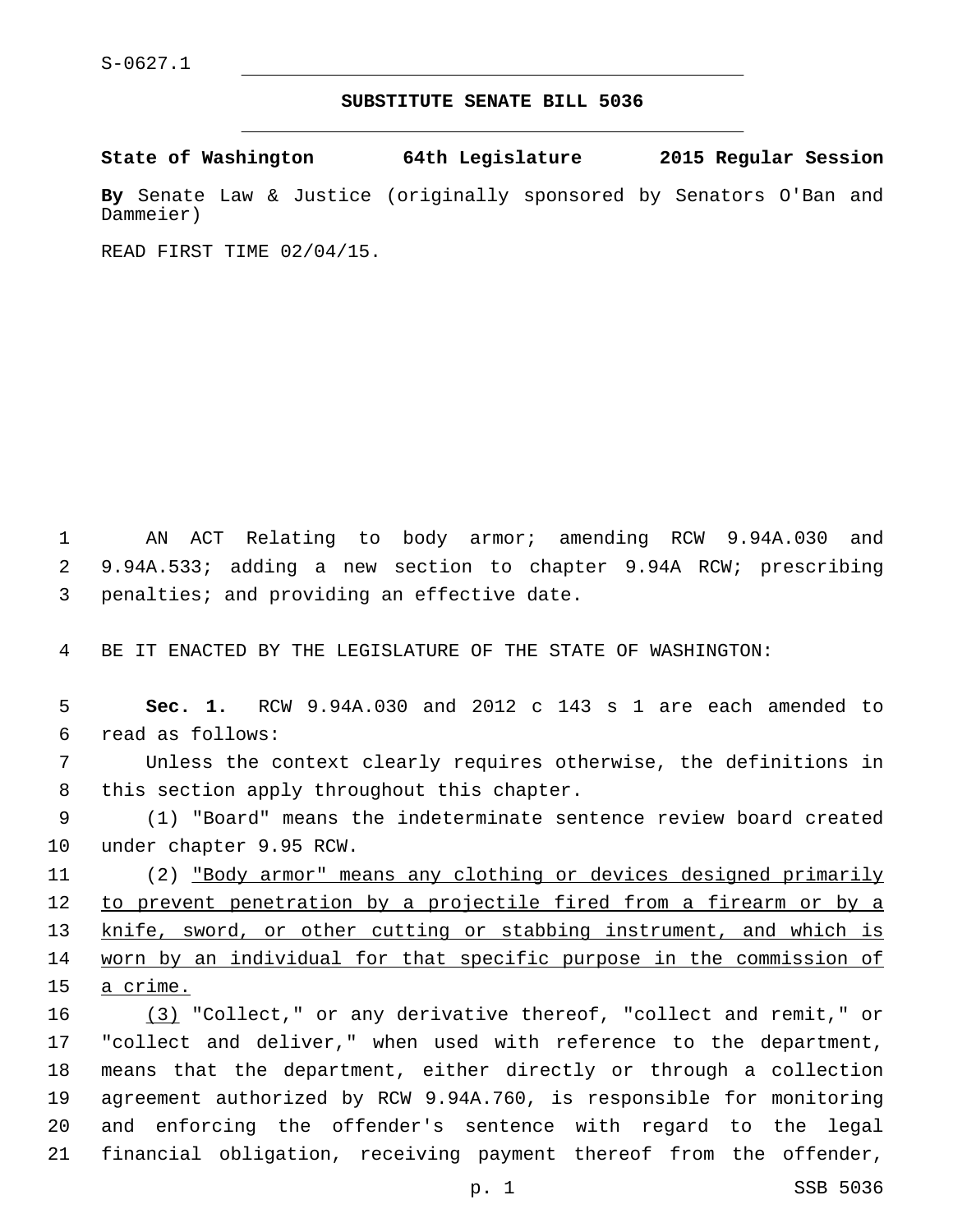S-0627.1

# SUBSTITUTE SENATE BILL 5036

**State of Washington 64th Legislature 2015 Regular Session**

**By** Senate Law & Justice (originally sponsored by Senators O'Ban and Dammeier)

READ FIRST TIME 02/04/15.

AN ACT Relating to body armor; amending RCW 9.94A.030 and 9.94A.533; adding a new section to chapter 9.94A RCW; prescribing penalties; and providing an effective date.

BE IT ENACTED BY THE LEGISLATURE OF THE STATE OF WASHINGTON:

**Sec. 1.** RCW 9.94A.030 and 2012 c 143 s 1 are each amended to read as follows:

Unless the context clearly requires otherwise, the definitions in this section apply throughout this chapter.

(1) "Board" means the indeterminate sentence review board created under chapter 9.95 RCW.

(2) <u>"Body armor" means any clothing or devices designed primarily to prevent penetration by a projectile fired from a firearm or by a knife, sword, or other cutting or stabbing instrument, and which is worn by an individual for that specific purpose in the commission of a crime.</u>

<u>(3)</u> "Collect," or any derivative thereof, "collect and remit," or "collect and deliver," when used with reference to the department, means that the department, either directly or through a collection agreement authorized by RCW 9.94A.760, is responsible for monitoring and enforcing the offender's sentence with regard to the legal financial obligation, receiving payment thereof from the offender,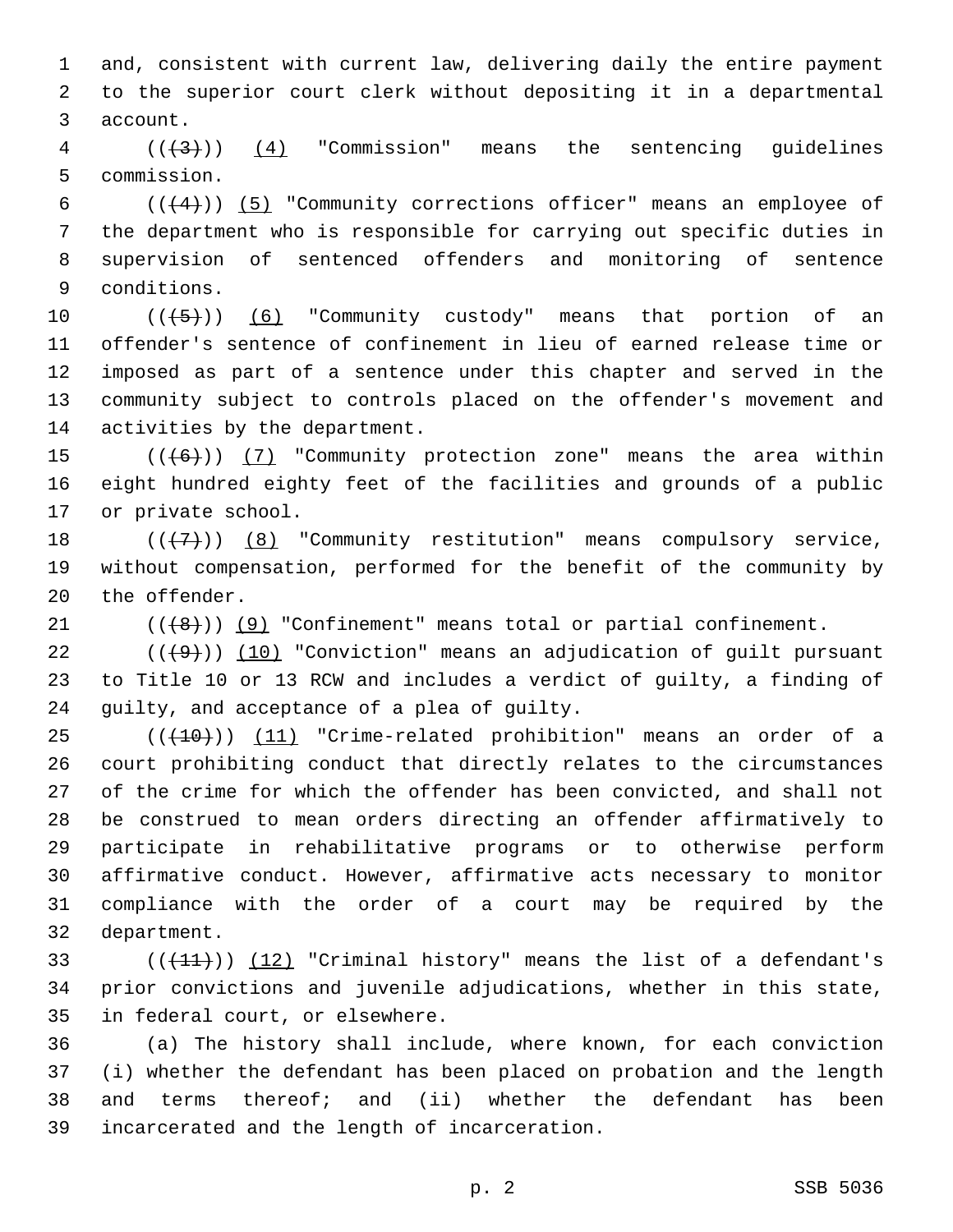and, consistent with current law, delivering daily the entire payment to the superior court clerk without depositing it in a departmental account.

(((3))) (4) "Commission" means the sentencing guidelines commission.

(((4))) (5) "Community corrections officer" means an employee of the department who is responsible for carrying out specific duties in supervision of sentenced offenders and monitoring of sentence conditions.

(((5))) (6) "Community custody" means that portion of an offender's sentence of confinement in lieu of earned release time or imposed as part of a sentence under this chapter and served in the community subject to controls placed on the offender's movement and activities by the department.

(((6))) (7) "Community protection zone" means the area within eight hundred eighty feet of the facilities and grounds of a public or private school.

(((7))) (8) "Community restitution" means compulsory service, without compensation, performed for the benefit of the community by the offender.

(((8))) (9) "Confinement" means total or partial confinement.

(((9))) (10) "Conviction" means an adjudication of guilt pursuant to Title 10 or 13 RCW and includes a verdict of guilty, a finding of guilty, and acceptance of a plea of guilty.

(((10))) (11) "Crime-related prohibition" means an order of a court prohibiting conduct that directly relates to the circumstances of the crime for which the offender has been convicted, and shall not be construed to mean orders directing an offender affirmatively to participate in rehabilitative programs or to otherwise perform affirmative conduct. However, affirmative acts necessary to monitor compliance with the order of a court may be required by the department.

(((11))) (12) "Criminal history" means the list of a defendant's prior convictions and juvenile adjudications, whether in this state, in federal court, or elsewhere.

(a) The history shall include, where known, for each conviction (i) whether the defendant has been placed on probation and the length and terms thereof; and (ii) whether the defendant has been incarcerated and the length of incarceration.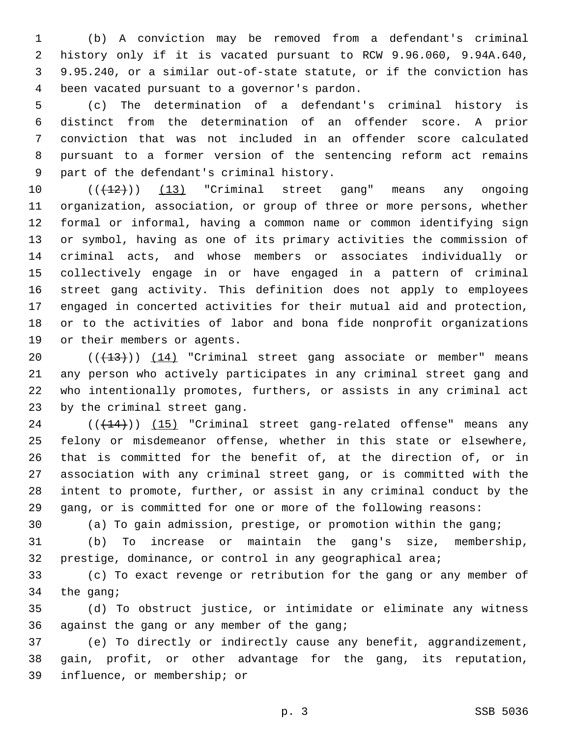(b) A conviction may be removed from a defendant's criminal history only if it is vacated pursuant to RCW 9.96.060, 9.94A.640, 9.95.240, or a similar out-of-state statute, or if the conviction has been vacated pursuant to a governor's pardon.

(c) The determination of a defendant's criminal history is distinct from the determination of an offender score. A prior conviction that was not included in an offender score calculated pursuant to a former version of the sentencing reform act remains part of the defendant's criminal history.

(((12))) (13) "Criminal street gang" means any ongoing organization, association, or group of three or more persons, whether formal or informal, having a common name or common identifying sign or symbol, having as one of its primary activities the commission of criminal acts, and whose members or associates individually or collectively engage in or have engaged in a pattern of criminal street gang activity. This definition does not apply to employees engaged in concerted activities for their mutual aid and protection, or to the activities of labor and bona fide nonprofit organizations or their members or agents.

(((13))) (14) "Criminal street gang associate or member" means any person who actively participates in any criminal street gang and who intentionally promotes, furthers, or assists in any criminal act by the criminal street gang.

(((14))) (15) "Criminal street gang-related offense" means any felony or misdemeanor offense, whether in this state or elsewhere, that is committed for the benefit of, at the direction of, or in association with any criminal street gang, or is committed with the intent to promote, further, or assist in any criminal conduct by the gang, or is committed for one or more of the following reasons:

(a) To gain admission, prestige, or promotion within the gang;

(b) To increase or maintain the gang's size, membership, prestige, dominance, or control in any geographical area;

(c) To exact revenge or retribution for the gang or any member of the gang;

(d) To obstruct justice, or intimidate or eliminate any witness against the gang or any member of the gang;

(e) To directly or indirectly cause any benefit, aggrandizement, gain, profit, or other advantage for the gang, its reputation, influence, or membership; or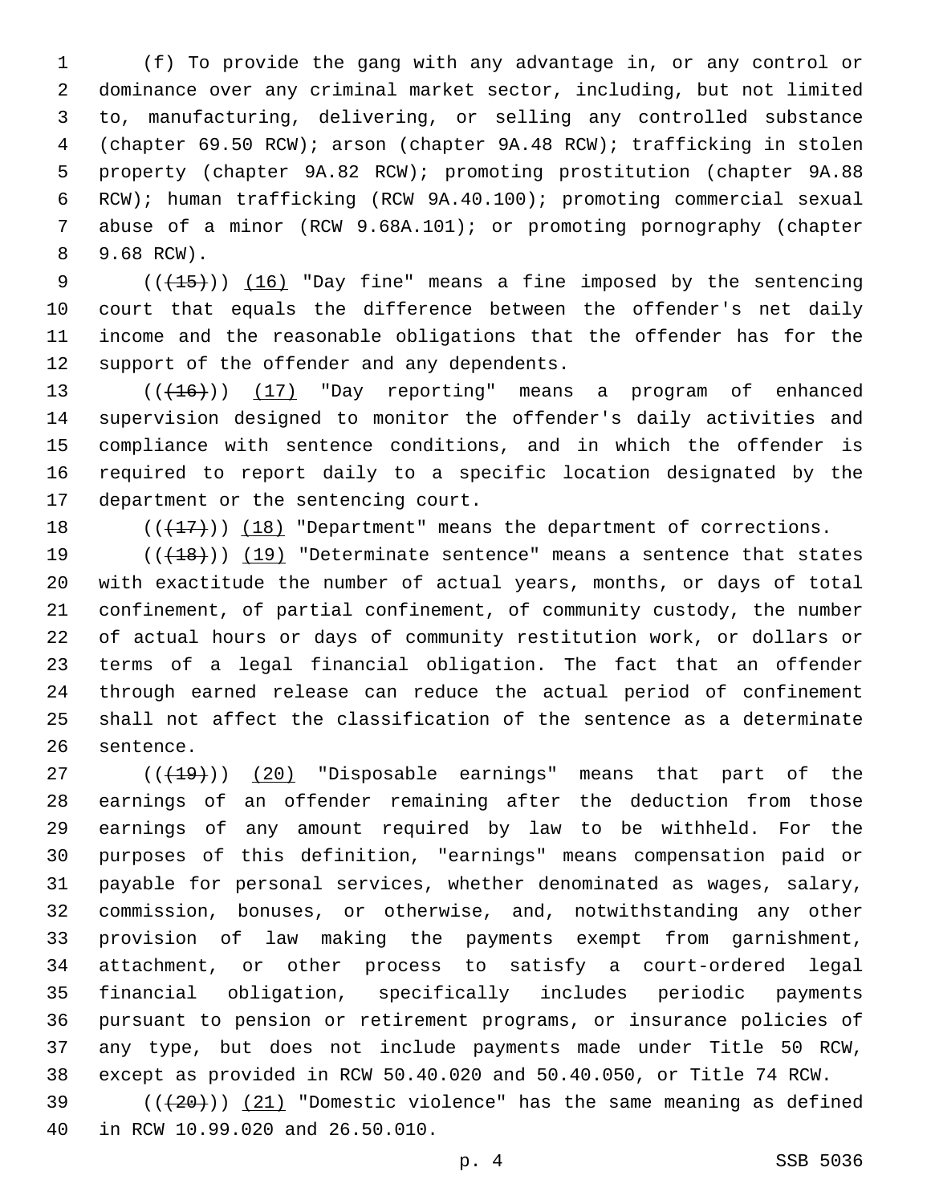(f) To provide the gang with any advantage in, or any control or dominance over any criminal market sector, including, but not limited to, manufacturing, delivering, or selling any controlled substance (chapter 69.50 RCW); arson (chapter 9A.48 RCW); trafficking in stolen property (chapter 9A.82 RCW); promoting prostitution (chapter 9A.88 RCW); human trafficking (RCW 9A.40.100); promoting commercial sexual abuse of a minor (RCW 9.68A.101); or promoting pornography (chapter 9.68 RCW).

(((15))) (16) "Day fine" means a fine imposed by the sentencing court that equals the difference between the offender's net daily income and the reasonable obligations that the offender has for the support of the offender and any dependents.

(((16))) (17) "Day reporting" means a program of enhanced supervision designed to monitor the offender's daily activities and compliance with sentence conditions, and in which the offender is required to report daily to a specific location designated by the department or the sentencing court.

(((17))) (18) "Department" means the department of corrections.

(((18))) (19) "Determinate sentence" means a sentence that states with exactitude the number of actual years, months, or days of total confinement, of partial confinement, of community custody, the number of actual hours or days of community restitution work, or dollars or terms of a legal financial obligation. The fact that an offender through earned release can reduce the actual period of confinement shall not affect the classification of the sentence as a determinate sentence.

(((19))) (20) "Disposable earnings" means that part of the earnings of an offender remaining after the deduction from those earnings of any amount required by law to be withheld. For the purposes of this definition, "earnings" means compensation paid or payable for personal services, whether denominated as wages, salary, commission, bonuses, or otherwise, and, notwithstanding any other provision of law making the payments exempt from garnishment, attachment, or other process to satisfy a court-ordered legal financial obligation, specifically includes periodic payments pursuant to pension or retirement programs, or insurance policies of any type, but does not include payments made under Title 50 RCW, except as provided in RCW 50.40.020 and 50.40.050, or Title 74 RCW.

(((20))) (21) "Domestic violence" has the same meaning as defined in RCW 10.99.020 and 26.50.010.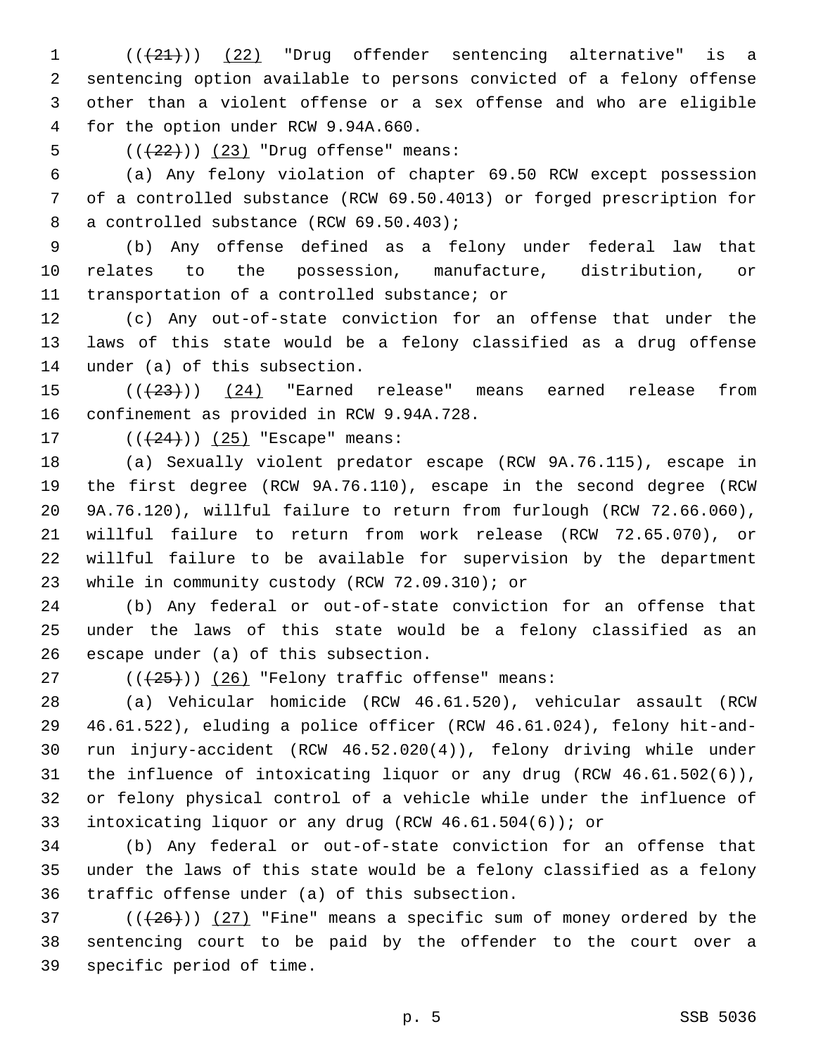(((21))) (22) "Drug offender sentencing alternative" is a sentencing option available to persons convicted of a felony offense other than a violent offense or a sex offense and who are eligible for the option under RCW 9.94A.660.

(((22))) (23) "Drug offense" means:

(a) Any felony violation of chapter 69.50 RCW except possession of a controlled substance (RCW 69.50.4013) or forged prescription for a controlled substance (RCW 69.50.403);

(b) Any offense defined as a felony under federal law that relates to the possession, manufacture, distribution, or transportation of a controlled substance; or

(c) Any out-of-state conviction for an offense that under the laws of this state would be a felony classified as a drug offense under (a) of this subsection.

(((23))) (24) "Earned release" means earned release from confinement as provided in RCW 9.94A.728.

(((24))) (25) "Escape" means:

(a) Sexually violent predator escape (RCW 9A.76.115), escape in the first degree (RCW 9A.76.110), escape in the second degree (RCW 9A.76.120), willful failure to return from furlough (RCW 72.66.060), willful failure to return from work release (RCW 72.65.070), or willful failure to be available for supervision by the department while in community custody (RCW 72.09.310); or

(b) Any federal or out-of-state conviction for an offense that under the laws of this state would be a felony classified as an escape under (a) of this subsection.

(((25))) (26) "Felony traffic offense" means:

(a) Vehicular homicide (RCW 46.61.520), vehicular assault (RCW 46.61.522), eluding a police officer (RCW 46.61.024), felony hit-and-run injury-accident (RCW 46.52.020(4)), felony driving while under the influence of intoxicating liquor or any drug (RCW 46.61.502(6)), or felony physical control of a vehicle while under the influence of intoxicating liquor or any drug (RCW 46.61.504(6)); or

(b) Any federal or out-of-state conviction for an offense that under the laws of this state would be a felony classified as a felony traffic offense under (a) of this subsection.

(((26))) (27) "Fine" means a specific sum of money ordered by the sentencing court to be paid by the offender to the court over a specific period of time.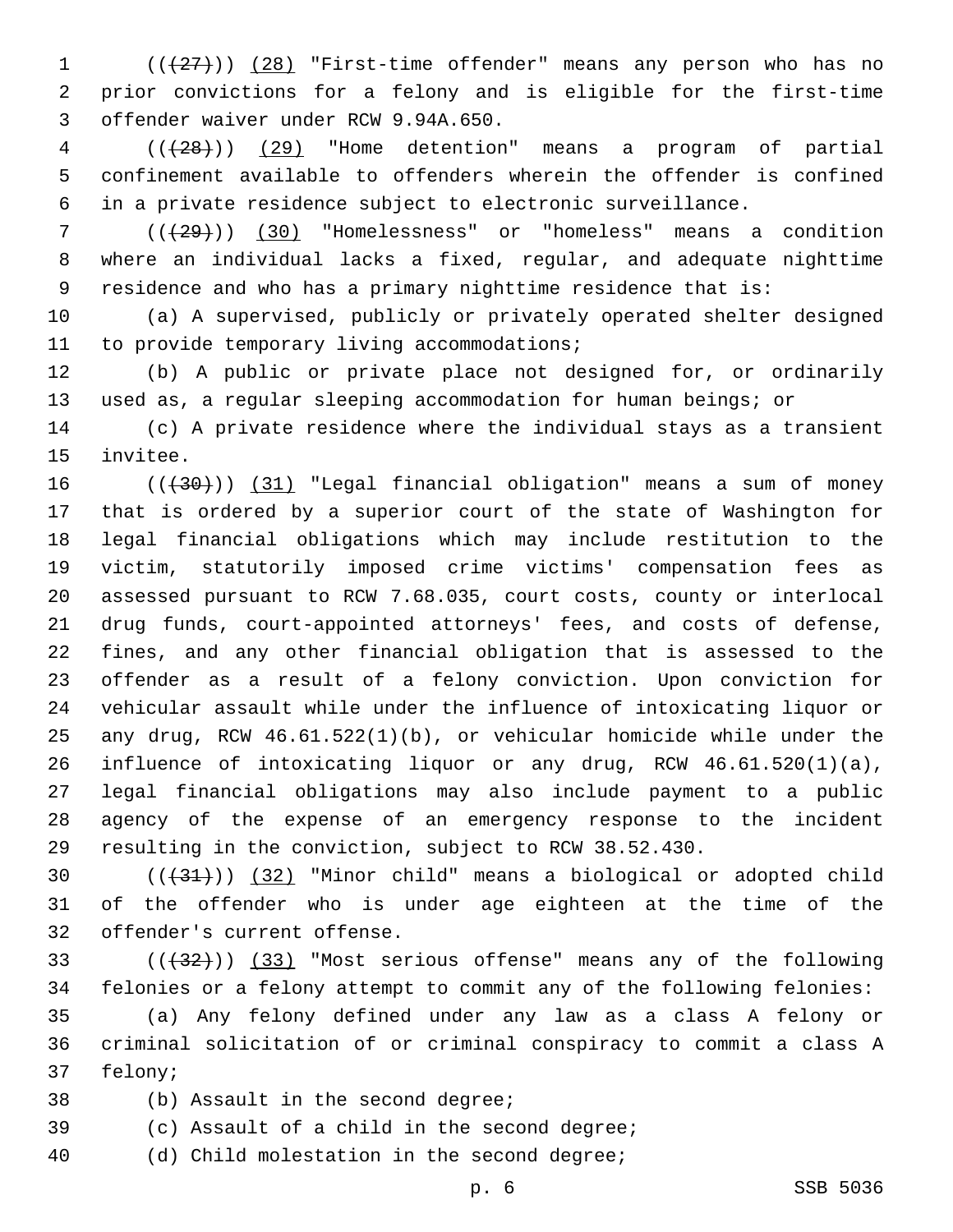(((27))) (28) "First-time offender" means any person who has no prior convictions for a felony and is eligible for the first-time offender waiver under RCW 9.94A.650.

(((28))) (29) "Home detention" means a program of partial confinement available to offenders wherein the offender is confined in a private residence subject to electronic surveillance.

(((29))) (30) "Homelessness" or "homeless" means a condition where an individual lacks a fixed, regular, and adequate nighttime residence and who has a primary nighttime residence that is:

(a) A supervised, publicly or privately operated shelter designed to provide temporary living accommodations;

(b) A public or private place not designed for, or ordinarily used as, a regular sleeping accommodation for human beings; or

(c) A private residence where the individual stays as a transient invitee.

(((30))) (31) "Legal financial obligation" means a sum of money that is ordered by a superior court of the state of Washington for legal financial obligations which may include restitution to the victim, statutorily imposed crime victims' compensation fees as assessed pursuant to RCW 7.68.035, court costs, county or interlocal drug funds, court-appointed attorneys' fees, and costs of defense, fines, and any other financial obligation that is assessed to the offender as a result of a felony conviction. Upon conviction for vehicular assault while under the influence of intoxicating liquor or any drug, RCW 46.61.522(1)(b), or vehicular homicide while under the influence of intoxicating liquor or any drug, RCW 46.61.520(1)(a), legal financial obligations may also include payment to a public agency of the expense of an emergency response to the incident resulting in the conviction, subject to RCW 38.52.430.

(((31))) (32) "Minor child" means a biological or adopted child of the offender who is under age eighteen at the time of the offender's current offense.

(((32))) (33) "Most serious offense" means any of the following felonies or a felony attempt to commit any of the following felonies:

(a) Any felony defined under any law as a class A felony or criminal solicitation of or criminal conspiracy to commit a class A felony;

(b) Assault in the second degree;

(c) Assault of a child in the second degree;

(d) Child molestation in the second degree;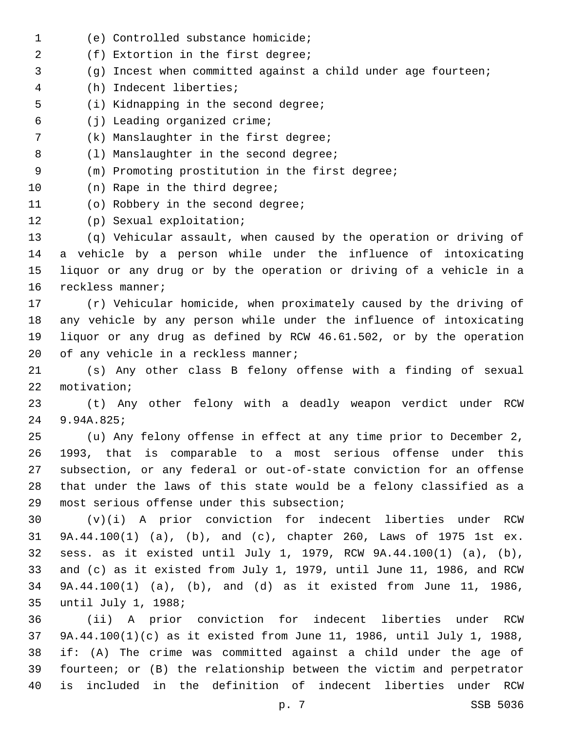(e) Controlled substance homicide;

(f) Extortion in the first degree;

(g) Incest when committed against a child under age fourteen;

(h) Indecent liberties;

(i) Kidnapping in the second degree;

(j) Leading organized crime;

(k) Manslaughter in the first degree;

(l) Manslaughter in the second degree;

(m) Promoting prostitution in the first degree;

(n) Rape in the third degree;

(o) Robbery in the second degree;

(p) Sexual exploitation;

(q) Vehicular assault, when caused by the operation or driving of a vehicle by a person while under the influence of intoxicating liquor or any drug or by the operation or driving of a vehicle in a reckless manner;

(r) Vehicular homicide, when proximately caused by the driving of any vehicle by any person while under the influence of intoxicating liquor or any drug as defined by RCW 46.61.502, or by the operation of any vehicle in a reckless manner;

(s) Any other class B felony offense with a finding of sexual motivation;

(t) Any other felony with a deadly weapon verdict under RCW 9.94A.825;

(u) Any felony offense in effect at any time prior to December 2, 1993, that is comparable to a most serious offense under this subsection, or any federal or out-of-state conviction for an offense that under the laws of this state would be a felony classified as a most serious offense under this subsection;

(v)(i) A prior conviction for indecent liberties under RCW 9A.44.100(1) (a), (b), and (c), chapter 260, Laws of 1975 1st ex. sess. as it existed until July 1, 1979, RCW 9A.44.100(1) (a), (b), and (c) as it existed from July 1, 1979, until June 11, 1986, and RCW 9A.44.100(1) (a), (b), and (d) as it existed from June 11, 1986, until July 1, 1988;

(ii) A prior conviction for indecent liberties under RCW 9A.44.100(1)(c) as it existed from June 11, 1986, until July 1, 1988, if: (A) The crime was committed against a child under the age of fourteen; or (B) the relationship between the victim and perpetrator is included in the definition of indecent liberties under RCW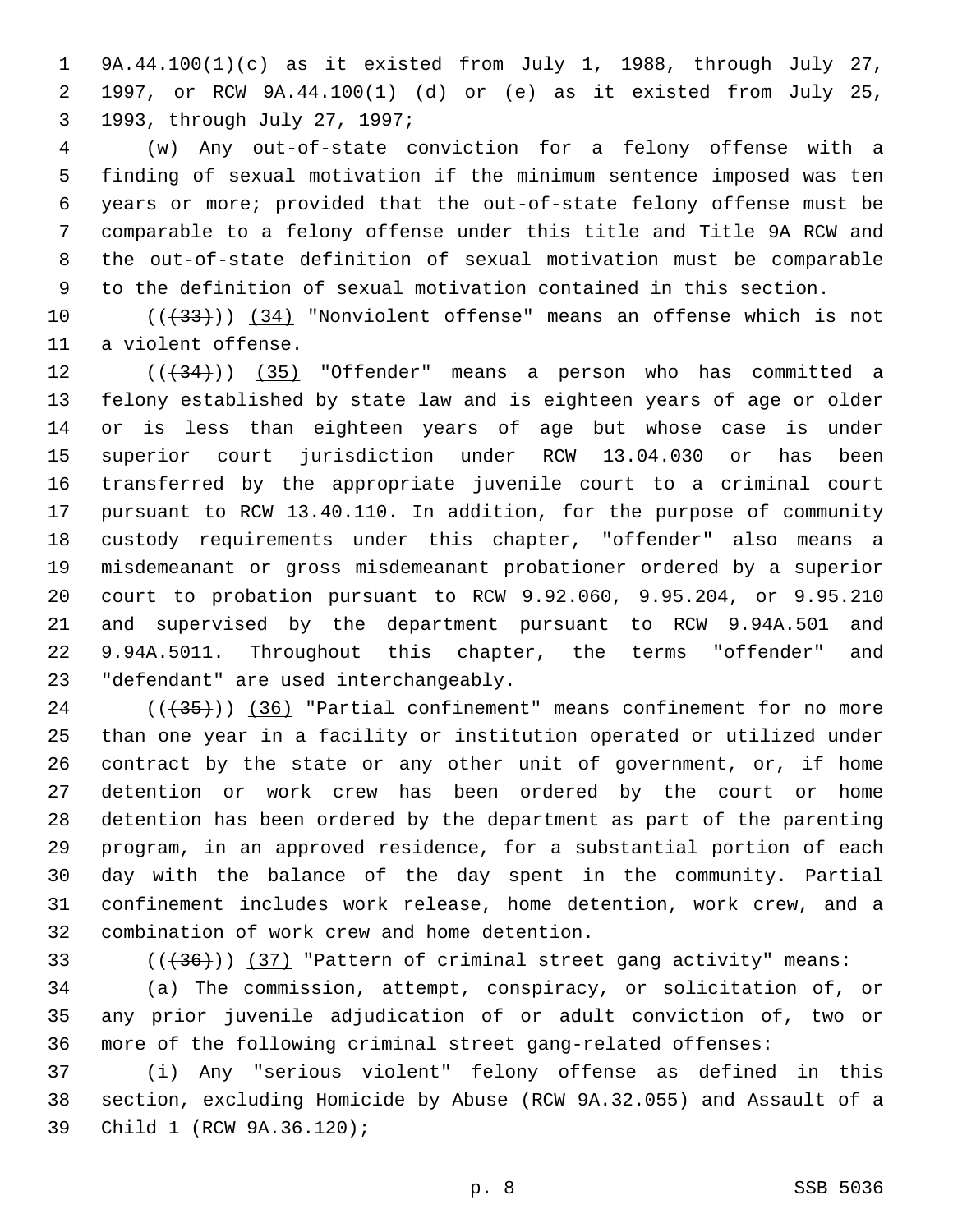9A.44.100(1)(c) as it existed from July 1, 1988, through July 27, 1997, or RCW 9A.44.100(1) (d) or (e) as it existed from July 25, 1993, through July 27, 1997;

(w) Any out-of-state conviction for a felony offense with a finding of sexual motivation if the minimum sentence imposed was ten years or more; provided that the out-of-state felony offense must be comparable to a felony offense under this title and Title 9A RCW and the out-of-state definition of sexual motivation must be comparable to the definition of sexual motivation contained in this section.

~~((33))~~ (34) "Nonviolent offense" means an offense which is not a violent offense.

~~((34))~~ (35) "Offender" means a person who has committed a felony established by state law and is eighteen years of age or older or is less than eighteen years of age but whose case is under superior court jurisdiction under RCW 13.04.030 or has been transferred by the appropriate juvenile court to a criminal court pursuant to RCW 13.40.110. In addition, for the purpose of community custody requirements under this chapter, "offender" also means a misdemeanant or gross misdemeanant probationer ordered by a superior court to probation pursuant to RCW 9.92.060, 9.95.204, or 9.95.210 and supervised by the department pursuant to RCW 9.94A.501 and 9.94A.5011. Throughout this chapter, the terms "offender" and "defendant" are used interchangeably.

~~((35))~~ (36) "Partial confinement" means confinement for no more than one year in a facility or institution operated or utilized under contract by the state or any other unit of government, or, if home detention or work crew has been ordered by the court or home detention has been ordered by the department as part of the parenting program, in an approved residence, for a substantial portion of each day with the balance of the day spent in the community. Partial confinement includes work release, home detention, work crew, and a combination of work crew and home detention.

~~((36))~~ (37) "Pattern of criminal street gang activity" means:

(a) The commission, attempt, conspiracy, or solicitation of, or any prior juvenile adjudication of or adult conviction of, two or more of the following criminal street gang-related offenses:

(i) Any "serious violent" felony offense as defined in this section, excluding Homicide by Abuse (RCW 9A.32.055) and Assault of a Child 1 (RCW 9A.36.120);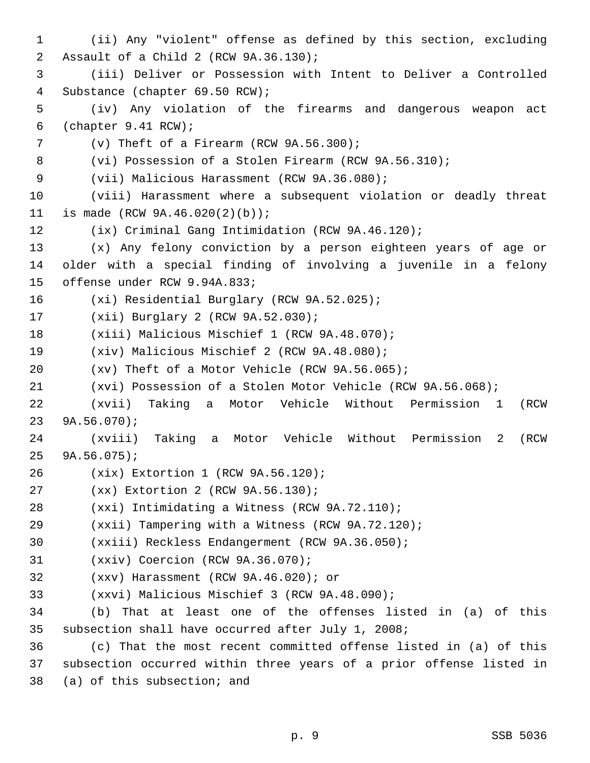(ii) Any "violent" offense as defined by this section, excluding Assault of a Child 2 (RCW 9A.36.130);

(iii) Deliver or Possession with Intent to Deliver a Controlled Substance (chapter 69.50 RCW);

(iv) Any violation of the firearms and dangerous weapon act (chapter 9.41 RCW);

(v) Theft of a Firearm (RCW 9A.56.300);

(vi) Possession of a Stolen Firearm (RCW 9A.56.310);

(vii) Malicious Harassment (RCW 9A.36.080);

(viii) Harassment where a subsequent violation or deadly threat is made (RCW 9A.46.020(2)(b));

(ix) Criminal Gang Intimidation (RCW 9A.46.120);

(x) Any felony conviction by a person eighteen years of age or older with a special finding of involving a juvenile in a felony offense under RCW 9.94A.833;

(xi) Residential Burglary (RCW 9A.52.025);

(xii) Burglary 2 (RCW 9A.52.030);

(xiii) Malicious Mischief 1 (RCW 9A.48.070);

(xiv) Malicious Mischief 2 (RCW 9A.48.080);

(xv) Theft of a Motor Vehicle (RCW 9A.56.065);

(xvi) Possession of a Stolen Motor Vehicle (RCW 9A.56.068);

(xvii) Taking a Motor Vehicle Without Permission 1 (RCW 9A.56.070);

(xviii) Taking a Motor Vehicle Without Permission 2 (RCW 9A.56.075);

(xix) Extortion 1 (RCW 9A.56.120);

(xx) Extortion 2 (RCW 9A.56.130);

(xxi) Intimidating a Witness (RCW 9A.72.110);

(xxii) Tampering with a Witness (RCW 9A.72.120);

(xxiii) Reckless Endangerment (RCW 9A.36.050);

(xxiv) Coercion (RCW 9A.36.070);

(xxv) Harassment (RCW 9A.46.020); or

(xxvi) Malicious Mischief 3 (RCW 9A.48.090);

(b) That at least one of the offenses listed in (a) of this subsection shall have occurred after July 1, 2008;

(c) That the most recent committed offense listed in (a) of this subsection occurred within three years of a prior offense listed in (a) of this subsection; and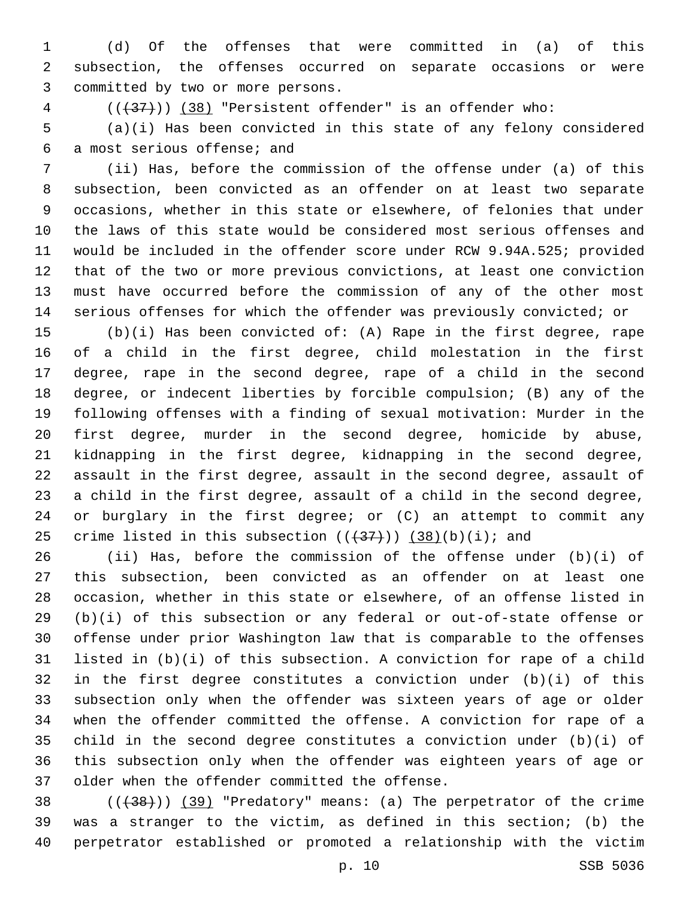(d) Of the offenses that were committed in (a) of this subsection, the offenses occurred on separate occasions or were committed by two or more persons.

(((37))) (38) "Persistent offender" is an offender who:

(a)(i) Has been convicted in this state of any felony considered a most serious offense; and

(ii) Has, before the commission of the offense under (a) of this subsection, been convicted as an offender on at least two separate occasions, whether in this state or elsewhere, of felonies that under the laws of this state would be considered most serious offenses and would be included in the offender score under RCW 9.94A.525; provided that of the two or more previous convictions, at least one conviction must have occurred before the commission of any of the other most serious offenses for which the offender was previously convicted; or

(b)(i) Has been convicted of: (A) Rape in the first degree, rape of a child in the first degree, child molestation in the first degree, rape in the second degree, rape of a child in the second degree, or indecent liberties by forcible compulsion; (B) any of the following offenses with a finding of sexual motivation: Murder in the first degree, murder in the second degree, homicide by abuse, kidnapping in the first degree, kidnapping in the second degree, assault in the first degree, assault in the second degree, assault of a child in the first degree, assault of a child in the second degree, or burglary in the first degree; or (C) an attempt to commit any crime listed in this subsection (((37))) (38)(b)(i); and

(ii) Has, before the commission of the offense under (b)(i) of this subsection, been convicted as an offender on at least one occasion, whether in this state or elsewhere, of an offense listed in (b)(i) of this subsection or any federal or out-of-state offense or offense under prior Washington law that is comparable to the offenses listed in (b)(i) of this subsection. A conviction for rape of a child in the first degree constitutes a conviction under (b)(i) of this subsection only when the offender was sixteen years of age or older when the offender committed the offense. A conviction for rape of a child in the second degree constitutes a conviction under (b)(i) of this subsection only when the offender was eighteen years of age or older when the offender committed the offense.

(((38))) (39) "Predatory" means: (a) The perpetrator of the crime was a stranger to the victim, as defined in this section; (b) the perpetrator established or promoted a relationship with the victim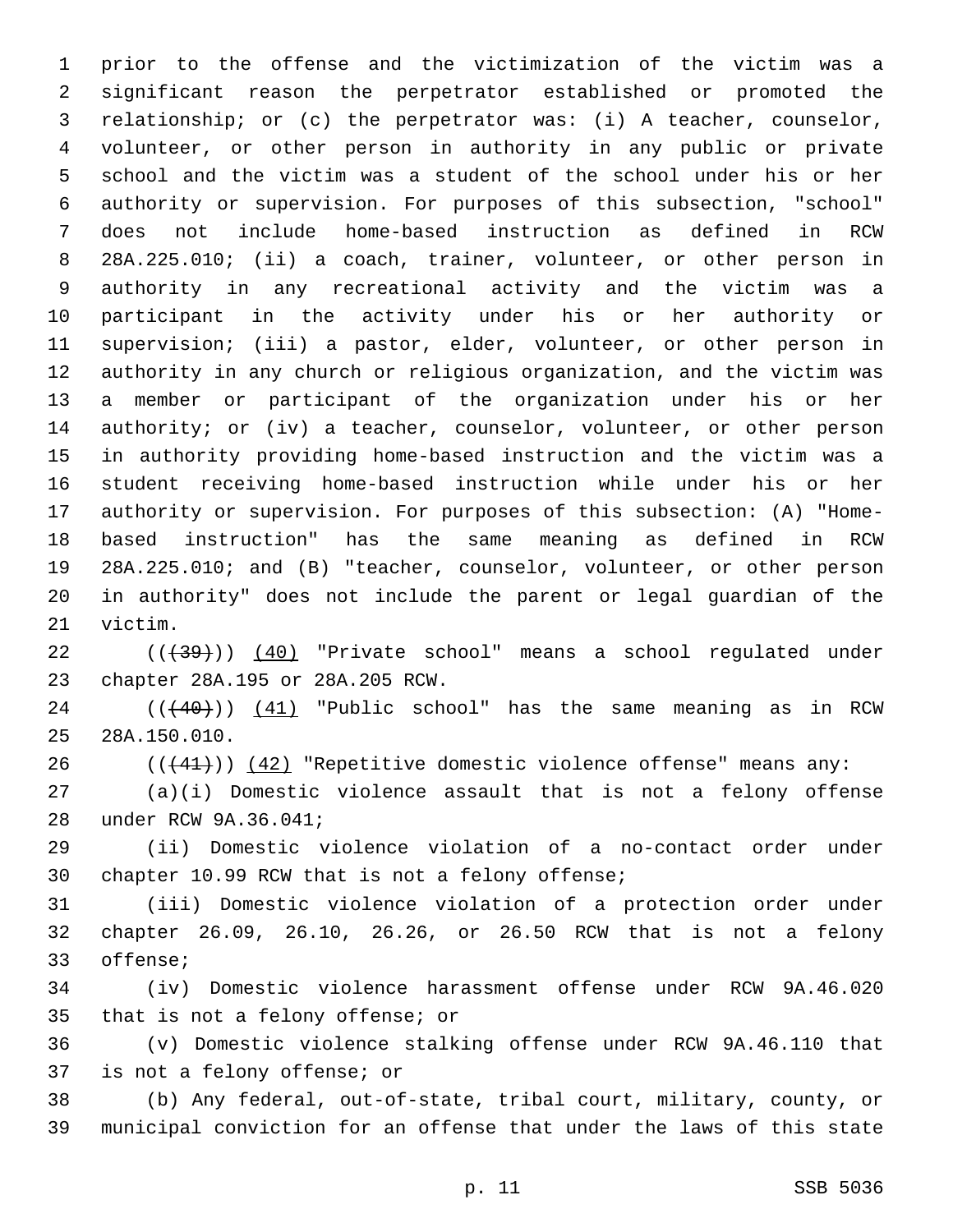prior to the offense and the victimization of the victim was a significant reason the perpetrator established or promoted the relationship; or (c) the perpetrator was: (i) A teacher, counselor, volunteer, or other person in authority in any public or private school and the victim was a student of the school under his or her authority or supervision. For purposes of this subsection, "school" does not include home-based instruction as defined in RCW 28A.225.010; (ii) a coach, trainer, volunteer, or other person in authority in any recreational activity and the victim was a participant in the activity under his or her authority or supervision; (iii) a pastor, elder, volunteer, or other person in authority in any church or religious organization, and the victim was a member or participant of the organization under his or her authority; or (iv) a teacher, counselor, volunteer, or other person in authority providing home-based instruction and the victim was a student receiving home-based instruction while under his or her authority or supervision. For purposes of this subsection: (A) "Home-based instruction" has the same meaning as defined in RCW 28A.225.010; and (B) "teacher, counselor, volunteer, or other person in authority" does not include the parent or legal guardian of the victim.

((~~(39)~~)) (40) "Private school" means a school regulated under chapter 28A.195 or 28A.205 RCW.

((~~(40)~~)) (41) "Public school" has the same meaning as in RCW 28A.150.010.

((~~(41)~~)) (42) "Repetitive domestic violence offense" means any:

(a)(i) Domestic violence assault that is not a felony offense under RCW 9A.36.041;

(ii) Domestic violence violation of a no-contact order under chapter 10.99 RCW that is not a felony offense;

(iii) Domestic violence violation of a protection order under chapter 26.09, 26.10, 26.26, or 26.50 RCW that is not a felony offense;

(iv) Domestic violence harassment offense under RCW 9A.46.020 that is not a felony offense; or

(v) Domestic violence stalking offense under RCW 9A.46.110 that is not a felony offense; or

(b) Any federal, out-of-state, tribal court, military, county, or municipal conviction for an offense that under the laws of this state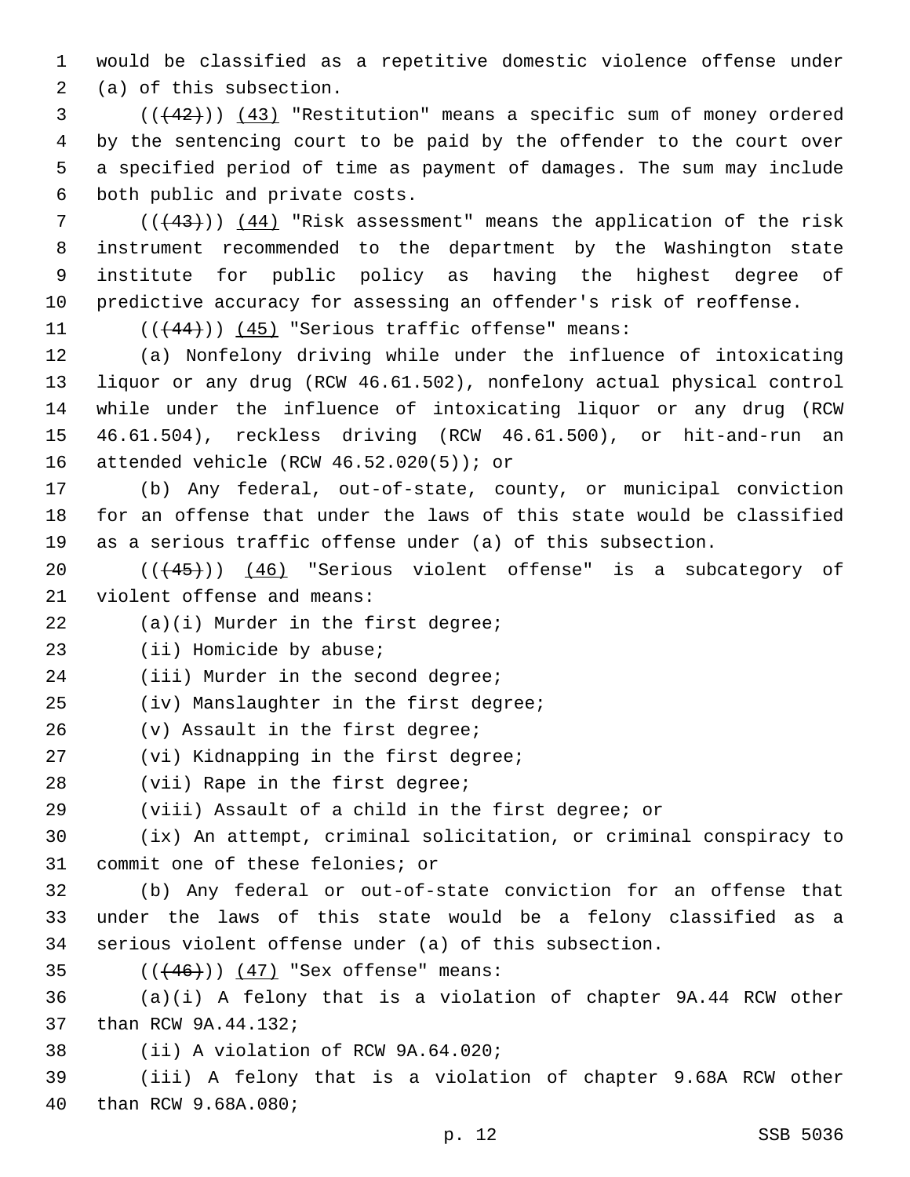would be classified as a repetitive domestic violence offense under (a) of this subsection.

(((42))) (43) "Restitution" means a specific sum of money ordered by the sentencing court to be paid by the offender to the court over a specified period of time as payment of damages. The sum may include both public and private costs.

(((43))) (44) "Risk assessment" means the application of the risk instrument recommended to the department by the Washington state institute for public policy as having the highest degree of predictive accuracy for assessing an offender's risk of reoffense.

(((44))) (45) "Serious traffic offense" means:

(a) Nonfelony driving while under the influence of intoxicating liquor or any drug (RCW 46.61.502), nonfelony actual physical control while under the influence of intoxicating liquor or any drug (RCW 46.61.504), reckless driving (RCW 46.61.500), or hit-and-run an attended vehicle (RCW 46.52.020(5)); or

(b) Any federal, out-of-state, county, or municipal conviction for an offense that under the laws of this state would be classified as a serious traffic offense under (a) of this subsection.

(((45))) (46) "Serious violent offense" is a subcategory of violent offense and means:

(a)(i) Murder in the first degree;

(ii) Homicide by abuse;

(iii) Murder in the second degree;

(iv) Manslaughter in the first degree;

(v) Assault in the first degree;

(vi) Kidnapping in the first degree;

(vii) Rape in the first degree;

(viii) Assault of a child in the first degree; or

(ix) An attempt, criminal solicitation, or criminal conspiracy to commit one of these felonies; or

(b) Any federal or out-of-state conviction for an offense that under the laws of this state would be a felony classified as a serious violent offense under (a) of this subsection.

(((46))) (47) "Sex offense" means:

(a)(i) A felony that is a violation of chapter 9A.44 RCW other than RCW 9A.44.132;

(ii) A violation of RCW 9A.64.020;

(iii) A felony that is a violation of chapter 9.68A RCW other than RCW 9.68A.080;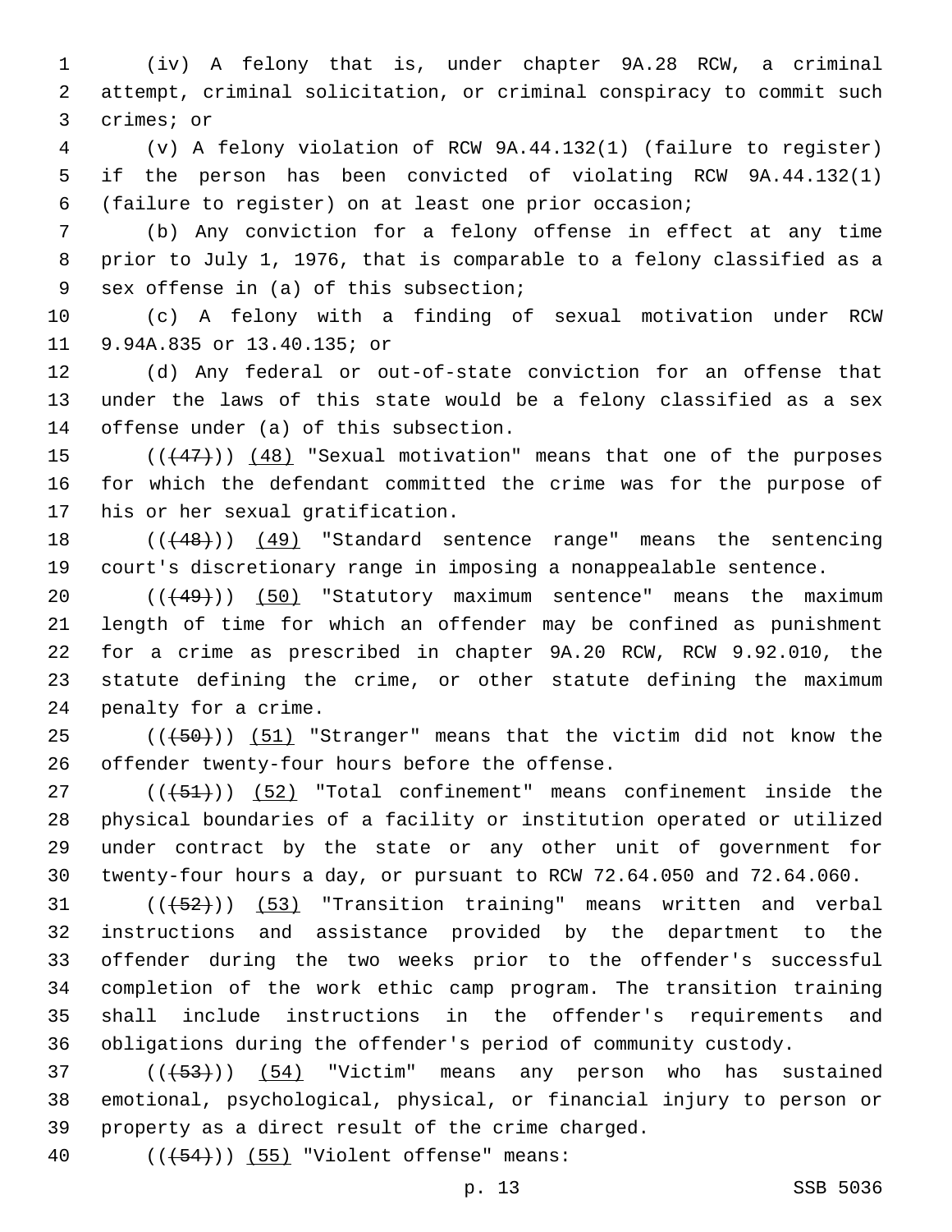(iv) A felony that is, under chapter 9A.28 RCW, a criminal attempt, criminal solicitation, or criminal conspiracy to commit such crimes; or

(v) A felony violation of RCW 9A.44.132(1) (failure to register) if the person has been convicted of violating RCW 9A.44.132(1) (failure to register) on at least one prior occasion;

(b) Any conviction for a felony offense in effect at any time prior to July 1, 1976, that is comparable to a felony classified as a sex offense in (a) of this subsection;

(c) A felony with a finding of sexual motivation under RCW 9.94A.835 or 13.40.135; or

(d) Any federal or out-of-state conviction for an offense that under the laws of this state would be a felony classified as a sex offense under (a) of this subsection.

((~~(47)~~)) (48) "Sexual motivation" means that one of the purposes for which the defendant committed the crime was for the purpose of his or her sexual gratification.

((~~(48)~~)) (49) "Standard sentence range" means the sentencing court's discretionary range in imposing a nonappealable sentence.

((~~(49)~~)) (50) "Statutory maximum sentence" means the maximum length of time for which an offender may be confined as punishment for a crime as prescribed in chapter 9A.20 RCW, RCW 9.92.010, the statute defining the crime, or other statute defining the maximum penalty for a crime.

((~~(50)~~)) (51) "Stranger" means that the victim did not know the offender twenty-four hours before the offense.

((~~(51)~~)) (52) "Total confinement" means confinement inside the physical boundaries of a facility or institution operated or utilized under contract by the state or any other unit of government for twenty-four hours a day, or pursuant to RCW 72.64.050 and 72.64.060.

((~~(52)~~)) (53) "Transition training" means written and verbal instructions and assistance provided by the department to the offender during the two weeks prior to the offender's successful completion of the work ethic camp program. The transition training shall include instructions in the offender's requirements and obligations during the offender's period of community custody.

((~~(53)~~)) (54) "Victim" means any person who has sustained emotional, psychological, physical, or financial injury to person or property as a direct result of the crime charged.

((~~(54)~~)) (55) "Violent offense" means: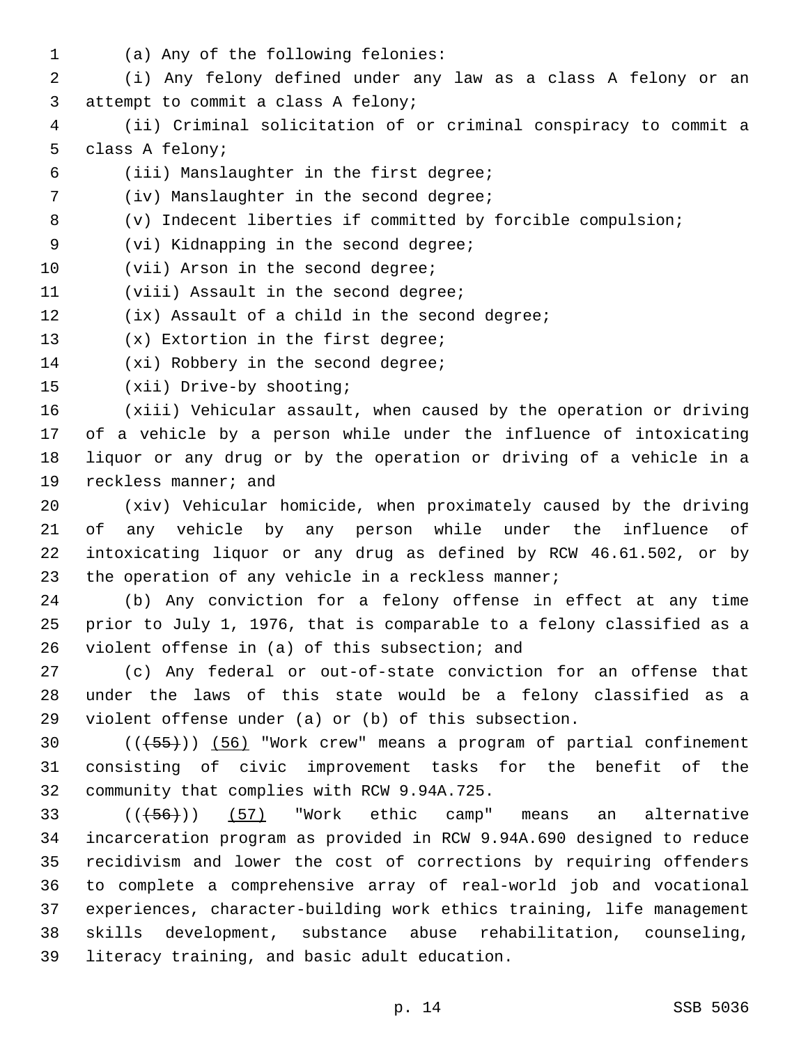(a) Any of the following felonies:

(i) Any felony defined under any law as a class A felony or an attempt to commit a class A felony;

(ii) Criminal solicitation of or criminal conspiracy to commit a class A felony;

(iii) Manslaughter in the first degree;

(iv) Manslaughter in the second degree;

(v) Indecent liberties if committed by forcible compulsion;

(vi) Kidnapping in the second degree;

(vii) Arson in the second degree;

(viii) Assault in the second degree;

(ix) Assault of a child in the second degree;

(x) Extortion in the first degree;

(xi) Robbery in the second degree;

(xii) Drive-by shooting;

(xiii) Vehicular assault, when caused by the operation or driving of a vehicle by a person while under the influence of intoxicating liquor or any drug or by the operation or driving of a vehicle in a reckless manner; and

(xiv) Vehicular homicide, when proximately caused by the driving of any vehicle by any person while under the influence of intoxicating liquor or any drug as defined by RCW 46.61.502, or by the operation of any vehicle in a reckless manner;

(b) Any conviction for a felony offense in effect at any time prior to July 1, 1976, that is comparable to a felony classified as a violent offense in (a) of this subsection; and

(c) Any federal or out-of-state conviction for an offense that under the laws of this state would be a felony classified as a violent offense under (a) or (b) of this subsection.

~~((55))~~ (56) "Work crew" means a program of partial confinement consisting of civic improvement tasks for the benefit of the community that complies with RCW 9.94A.725.

~~((56))~~ (57) "Work ethic camp" means an alternative incarceration program as provided in RCW 9.94A.690 designed to reduce recidivism and lower the cost of corrections by requiring offenders to complete a comprehensive array of real-world job and vocational experiences, character-building work ethics training, life management skills development, substance abuse rehabilitation, counseling, literacy training, and basic adult education.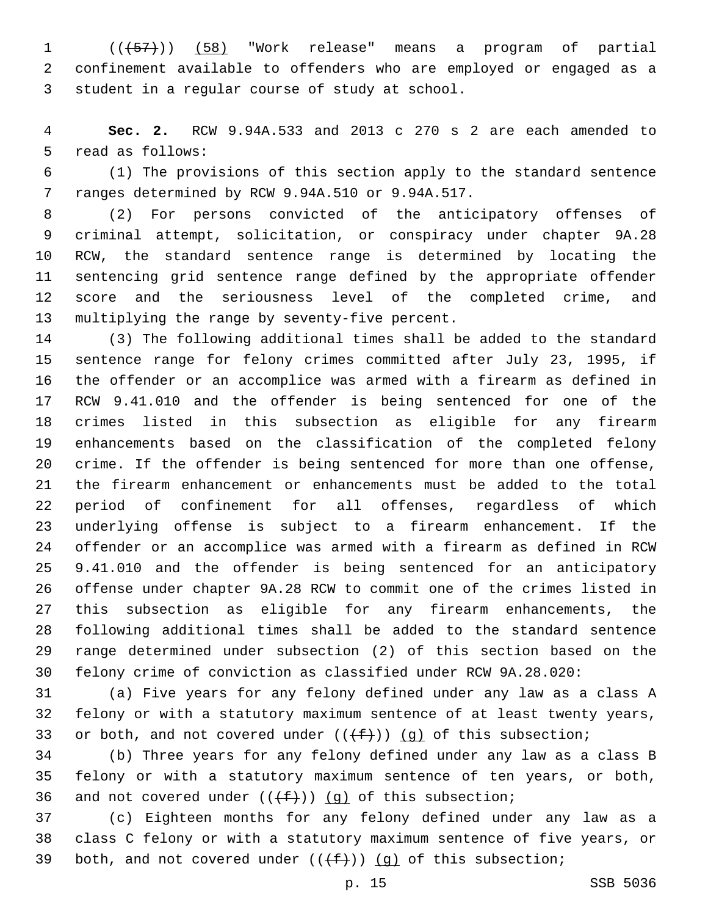((~~(57)~~)) (58) "Work release" means a program of partial confinement available to offenders who are employed or engaged as a student in a regular course of study at school.

**Sec. 2.** RCW 9.94A.533 and 2013 c 270 s 2 are each amended to read as follows:

(1) The provisions of this section apply to the standard sentence ranges determined by RCW 9.94A.510 or 9.94A.517.

(2) For persons convicted of the anticipatory offenses of criminal attempt, solicitation, or conspiracy under chapter 9A.28 RCW, the standard sentence range is determined by locating the sentencing grid sentence range defined by the appropriate offender score and the seriousness level of the completed crime, and multiplying the range by seventy-five percent.

(3) The following additional times shall be added to the standard sentence range for felony crimes committed after July 23, 1995, if the offender or an accomplice was armed with a firearm as defined in RCW 9.41.010 and the offender is being sentenced for one of the crimes listed in this subsection as eligible for any firearm enhancements based on the classification of the completed felony crime. If the offender is being sentenced for more than one offense, the firearm enhancement or enhancements must be added to the total period of confinement for all offenses, regardless of which underlying offense is subject to a firearm enhancement. If the offender or an accomplice was armed with a firearm as defined in RCW 9.41.010 and the offender is being sentenced for an anticipatory offense under chapter 9A.28 RCW to commit one of the crimes listed in this subsection as eligible for any firearm enhancements, the following additional times shall be added to the standard sentence range determined under subsection (2) of this section based on the felony crime of conviction as classified under RCW 9A.28.020:

(a) Five years for any felony defined under any law as a class A felony or with a statutory maximum sentence of at least twenty years, or both, and not covered under ((~~(f)~~)) (g) of this subsection;

(b) Three years for any felony defined under any law as a class B felony or with a statutory maximum sentence of ten years, or both, and not covered under ((~~(f)~~)) (g) of this subsection;

(c) Eighteen months for any felony defined under any law as a class C felony or with a statutory maximum sentence of five years, or both, and not covered under ((~~(f)~~)) (g) of this subsection;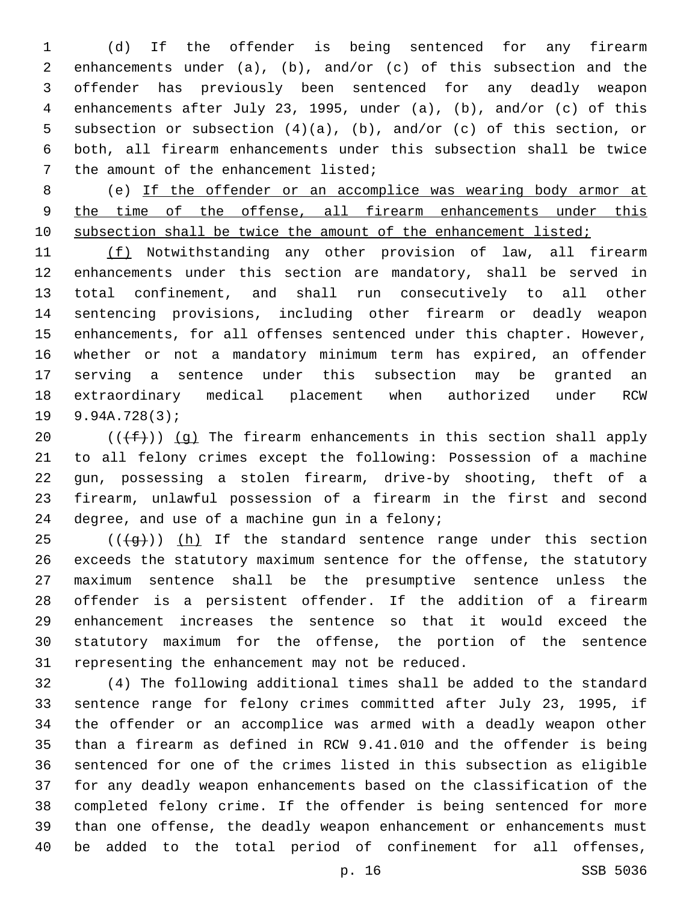(d) If the offender is being sentenced for any firearm enhancements under (a), (b), and/or (c) of this subsection and the offender has previously been sentenced for any deadly weapon enhancements after July 23, 1995, under (a), (b), and/or (c) of this subsection or subsection (4)(a), (b), and/or (c) of this section, or both, all firearm enhancements under this subsection shall be twice the amount of the enhancement listed;

(e) If the offender or an accomplice was wearing body armor at the time of the offense, all firearm enhancements under this subsection shall be twice the amount of the enhancement listed;

(f) Notwithstanding any other provision of law, all firearm enhancements under this section are mandatory, shall be served in total confinement, and shall run consecutively to all other sentencing provisions, including other firearm or deadly weapon enhancements, for all offenses sentenced under this chapter. However, whether or not a mandatory minimum term has expired, an offender serving a sentence under this subsection may be granted an extraordinary medical placement when authorized under RCW 9.94A.728(3);

(((f))) (g) The firearm enhancements in this section shall apply to all felony crimes except the following: Possession of a machine gun, possessing a stolen firearm, drive-by shooting, theft of a firearm, unlawful possession of a firearm in the first and second degree, and use of a machine gun in a felony;

(((g))) (h) If the standard sentence range under this section exceeds the statutory maximum sentence for the offense, the statutory maximum sentence shall be the presumptive sentence unless the offender is a persistent offender. If the addition of a firearm enhancement increases the sentence so that it would exceed the statutory maximum for the offense, the portion of the sentence representing the enhancement may not be reduced.

(4) The following additional times shall be added to the standard sentence range for felony crimes committed after July 23, 1995, if the offender or an accomplice was armed with a deadly weapon other than a firearm as defined in RCW 9.41.010 and the offender is being sentenced for one of the crimes listed in this subsection as eligible for any deadly weapon enhancements based on the classification of the completed felony crime. If the offender is being sentenced for more than one offense, the deadly weapon enhancement or enhancements must be added to the total period of confinement for all offenses,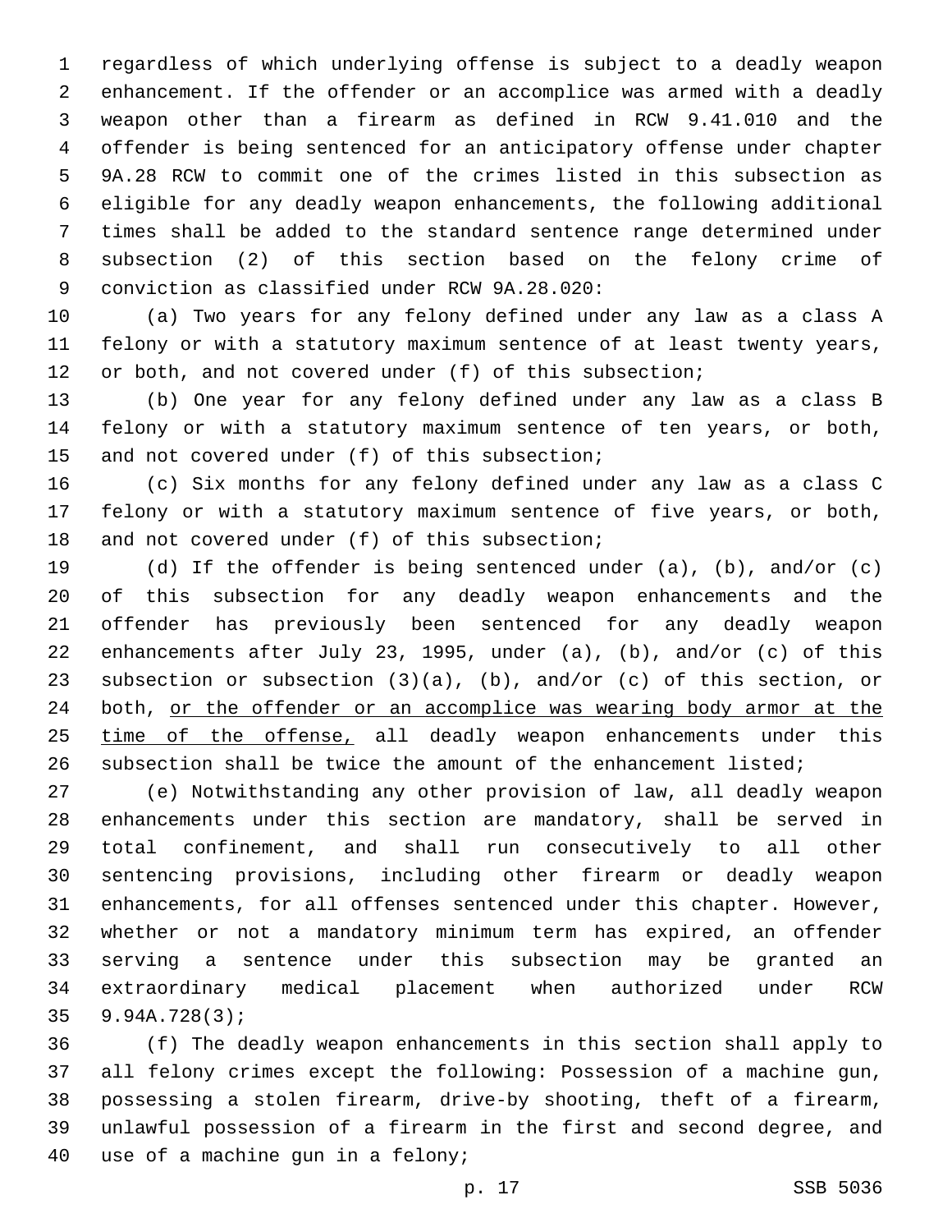regardless of which underlying offense is subject to a deadly weapon enhancement. If the offender or an accomplice was armed with a deadly weapon other than a firearm as defined in RCW 9.41.010 and the offender is being sentenced for an anticipatory offense under chapter 9A.28 RCW to commit one of the crimes listed in this subsection as eligible for any deadly weapon enhancements, the following additional times shall be added to the standard sentence range determined under subsection (2) of this section based on the felony crime of conviction as classified under RCW 9A.28.020:

(a) Two years for any felony defined under any law as a class A felony or with a statutory maximum sentence of at least twenty years, or both, and not covered under (f) of this subsection;

(b) One year for any felony defined under any law as a class B felony or with a statutory maximum sentence of ten years, or both, and not covered under (f) of this subsection;

(c) Six months for any felony defined under any law as a class C felony or with a statutory maximum sentence of five years, or both, and not covered under (f) of this subsection;

(d) If the offender is being sentenced under (a), (b), and/or (c) of this subsection for any deadly weapon enhancements and the offender has previously been sentenced for any deadly weapon enhancements after July 23, 1995, under (a), (b), and/or (c) of this subsection or subsection (3)(a), (b), and/or (c) of this section, or both, <u>or the offender or an accomplice was wearing body armor at the time of the offense,</u> all deadly weapon enhancements under this subsection shall be twice the amount of the enhancement listed;

(e) Notwithstanding any other provision of law, all deadly weapon enhancements under this section are mandatory, shall be served in total confinement, and shall run consecutively to all other sentencing provisions, including other firearm or deadly weapon enhancements, for all offenses sentenced under this chapter. However, whether or not a mandatory minimum term has expired, an offender serving a sentence under this subsection may be granted an extraordinary medical placement when authorized under RCW 9.94A.728(3);

(f) The deadly weapon enhancements in this section shall apply to all felony crimes except the following: Possession of a machine gun, possessing a stolen firearm, drive-by shooting, theft of a firearm, unlawful possession of a firearm in the first and second degree, and use of a machine gun in a felony;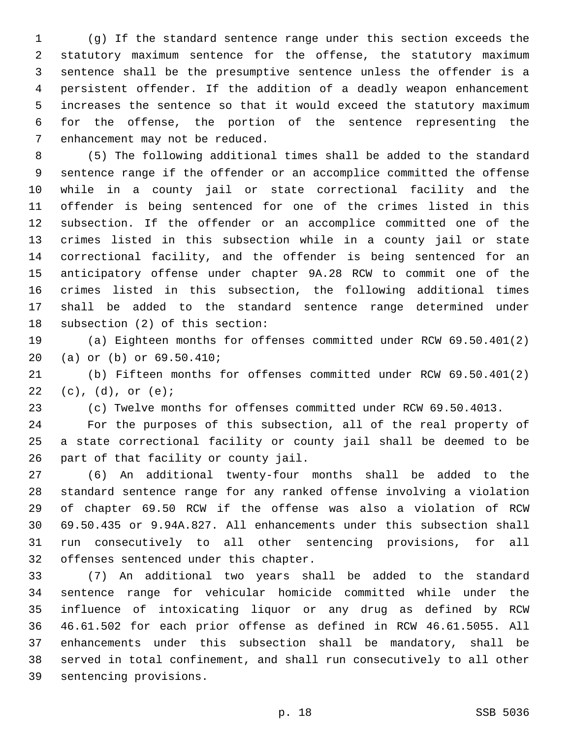(g) If the standard sentence range under this section exceeds the statutory maximum sentence for the offense, the statutory maximum sentence shall be the presumptive sentence unless the offender is a persistent offender. If the addition of a deadly weapon enhancement increases the sentence so that it would exceed the statutory maximum for the offense, the portion of the sentence representing the enhancement may not be reduced.

(5) The following additional times shall be added to the standard sentence range if the offender or an accomplice committed the offense while in a county jail or state correctional facility and the offender is being sentenced for one of the crimes listed in this subsection. If the offender or an accomplice committed one of the crimes listed in this subsection while in a county jail or state correctional facility, and the offender is being sentenced for an anticipatory offense under chapter 9A.28 RCW to commit one of the crimes listed in this subsection, the following additional times shall be added to the standard sentence range determined under subsection (2) of this section:

(a) Eighteen months for offenses committed under RCW 69.50.401(2)(a) or (b) or 69.50.410;

(b) Fifteen months for offenses committed under RCW 69.50.401(2)(c), (d), or (e);

(c) Twelve months for offenses committed under RCW 69.50.4013.

For the purposes of this subsection, all of the real property of a state correctional facility or county jail shall be deemed to be part of that facility or county jail.

(6) An additional twenty-four months shall be added to the standard sentence range for any ranked offense involving a violation of chapter 69.50 RCW if the offense was also a violation of RCW 69.50.435 or 9.94A.827. All enhancements under this subsection shall run consecutively to all other sentencing provisions, for all offenses sentenced under this chapter.

(7) An additional two years shall be added to the standard sentence range for vehicular homicide committed while under the influence of intoxicating liquor or any drug as defined by RCW 46.61.502 for each prior offense as defined in RCW 46.61.5055. All enhancements under this subsection shall be mandatory, shall be served in total confinement, and shall run consecutively to all other sentencing provisions.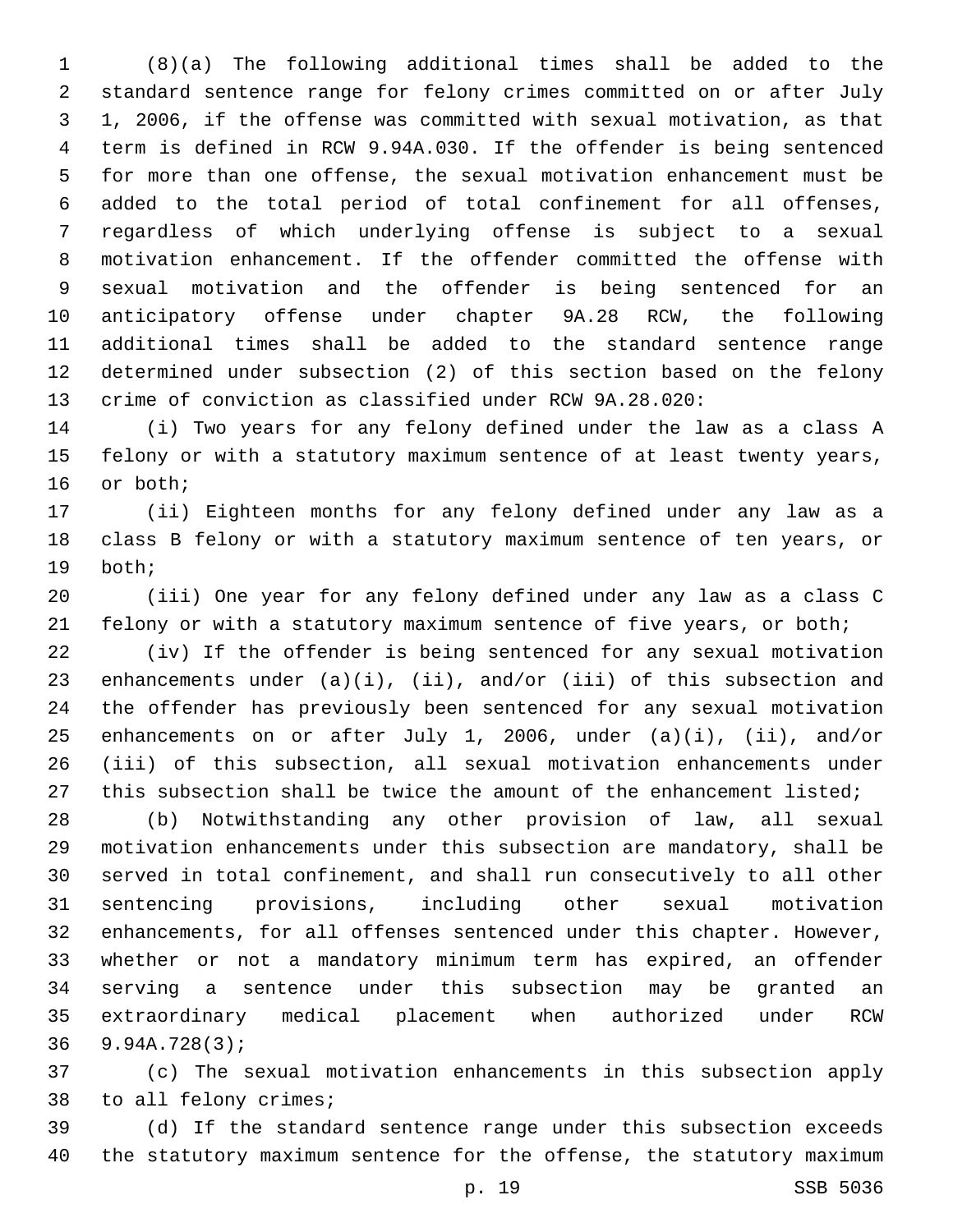(8)(a) The following additional times shall be added to the standard sentence range for felony crimes committed on or after July 1, 2006, if the offense was committed with sexual motivation, as that term is defined in RCW 9.94A.030. If the offender is being sentenced for more than one offense, the sexual motivation enhancement must be added to the total period of total confinement for all offenses, regardless of which underlying offense is subject to a sexual motivation enhancement. If the offender committed the offense with sexual motivation and the offender is being sentenced for an anticipatory offense under chapter 9A.28 RCW, the following additional times shall be added to the standard sentence range determined under subsection (2) of this section based on the felony crime of conviction as classified under RCW 9A.28.020:

(i) Two years for any felony defined under the law as a class A felony or with a statutory maximum sentence of at least twenty years, or both;

(ii) Eighteen months for any felony defined under any law as a class B felony or with a statutory maximum sentence of ten years, or both;

(iii) One year for any felony defined under any law as a class C felony or with a statutory maximum sentence of five years, or both;

(iv) If the offender is being sentenced for any sexual motivation enhancements under (a)(i), (ii), and/or (iii) of this subsection and the offender has previously been sentenced for any sexual motivation enhancements on or after July 1, 2006, under (a)(i), (ii), and/or (iii) of this subsection, all sexual motivation enhancements under this subsection shall be twice the amount of the enhancement listed;

(b) Notwithstanding any other provision of law, all sexual motivation enhancements under this subsection are mandatory, shall be served in total confinement, and shall run consecutively to all other sentencing provisions, including other sexual motivation enhancements, for all offenses sentenced under this chapter. However, whether or not a mandatory minimum term has expired, an offender serving a sentence under this subsection may be granted an extraordinary medical placement when authorized under RCW 9.94A.728(3);

(c) The sexual motivation enhancements in this subsection apply to all felony crimes;

(d) If the standard sentence range under this subsection exceeds the statutory maximum sentence for the offense, the statutory maximum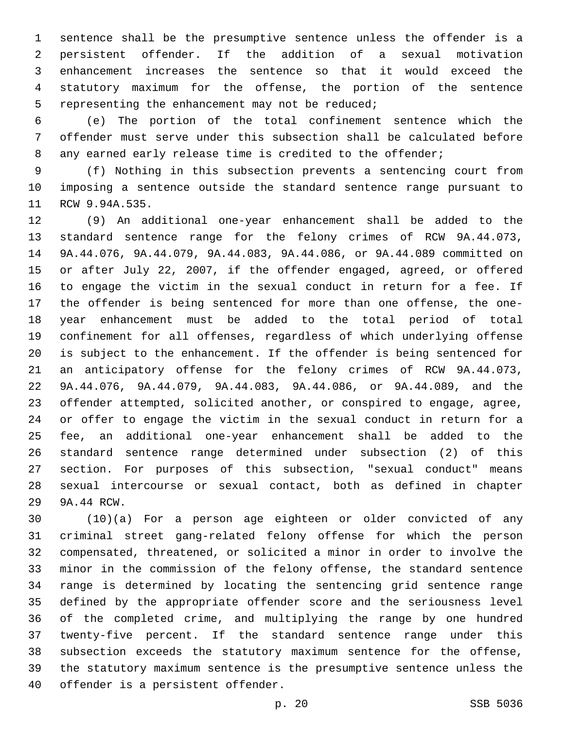sentence shall be the presumptive sentence unless the offender is a persistent offender. If the addition of a sexual motivation enhancement increases the sentence so that it would exceed the statutory maximum for the offense, the portion of the sentence representing the enhancement may not be reduced;

(e) The portion of the total confinement sentence which the offender must serve under this subsection shall be calculated before any earned early release time is credited to the offender;

(f) Nothing in this subsection prevents a sentencing court from imposing a sentence outside the standard sentence range pursuant to RCW 9.94A.535.

(9) An additional one-year enhancement shall be added to the standard sentence range for the felony crimes of RCW 9A.44.073, 9A.44.076, 9A.44.079, 9A.44.083, 9A.44.086, or 9A.44.089 committed on or after July 22, 2007, if the offender engaged, agreed, or offered to engage the victim in the sexual conduct in return for a fee. If the offender is being sentenced for more than one offense, the one-year enhancement must be added to the total period of total confinement for all offenses, regardless of which underlying offense is subject to the enhancement. If the offender is being sentenced for an anticipatory offense for the felony crimes of RCW 9A.44.073, 9A.44.076, 9A.44.079, 9A.44.083, 9A.44.086, or 9A.44.089, and the offender attempted, solicited another, or conspired to engage, agree, or offer to engage the victim in the sexual conduct in return for a fee, an additional one-year enhancement shall be added to the standard sentence range determined under subsection (2) of this section. For purposes of this subsection, "sexual conduct" means sexual intercourse or sexual contact, both as defined in chapter 9A.44 RCW.

(10)(a) For a person age eighteen or older convicted of any criminal street gang-related felony offense for which the person compensated, threatened, or solicited a minor in order to involve the minor in the commission of the felony offense, the standard sentence range is determined by locating the sentencing grid sentence range defined by the appropriate offender score and the seriousness level of the completed crime, and multiplying the range by one hundred twenty-five percent. If the standard sentence range under this subsection exceeds the statutory maximum sentence for the offense, the statutory maximum sentence is the presumptive sentence unless the offender is a persistent offender.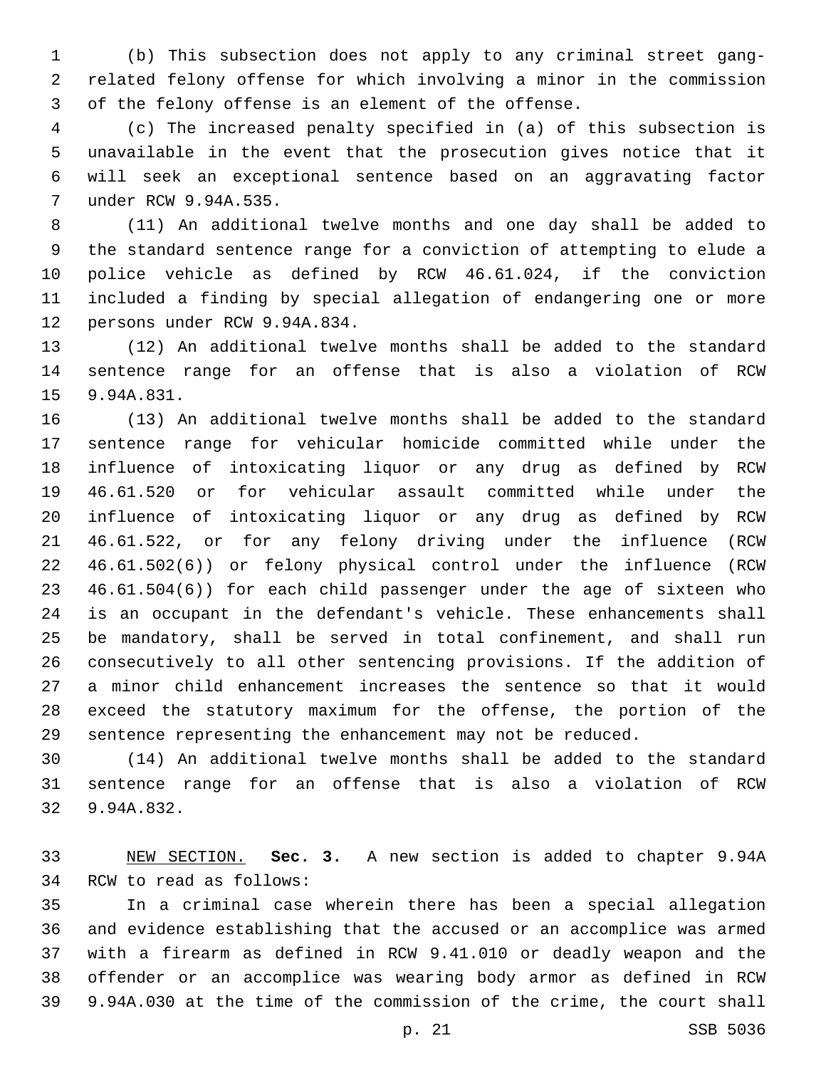(b) This subsection does not apply to any criminal street gang-related felony offense for which involving a minor in the commission of the felony offense is an element of the offense.

(c) The increased penalty specified in (a) of this subsection is unavailable in the event that the prosecution gives notice that it will seek an exceptional sentence based on an aggravating factor under RCW 9.94A.535.

(11) An additional twelve months and one day shall be added to the standard sentence range for a conviction of attempting to elude a police vehicle as defined by RCW 46.61.024, if the conviction included a finding by special allegation of endangering one or more persons under RCW 9.94A.834.

(12) An additional twelve months shall be added to the standard sentence range for an offense that is also a violation of RCW 9.94A.831.

(13) An additional twelve months shall be added to the standard sentence range for vehicular homicide committed while under the influence of intoxicating liquor or any drug as defined by RCW 46.61.520 or for vehicular assault committed while under the influence of intoxicating liquor or any drug as defined by RCW 46.61.522, or for any felony driving under the influence (RCW 46.61.502(6)) or felony physical control under the influence (RCW 46.61.504(6)) for each child passenger under the age of sixteen who is an occupant in the defendant's vehicle. These enhancements shall be mandatory, shall be served in total confinement, and shall run consecutively to all other sentencing provisions. If the addition of a minor child enhancement increases the sentence so that it would exceed the statutory maximum for the offense, the portion of the sentence representing the enhancement may not be reduced.

(14) An additional twelve months shall be added to the standard sentence range for an offense that is also a violation of RCW 9.94A.832.

NEW SECTION. **Sec. 3.** A new section is added to chapter 9.94A RCW to read as follows:

In a criminal case wherein there has been a special allegation and evidence establishing that the accused or an accomplice was armed with a firearm as defined in RCW 9.41.010 or deadly weapon and the offender or an accomplice was wearing body armor as defined in RCW 9.94A.030 at the time of the commission of the crime, the court shall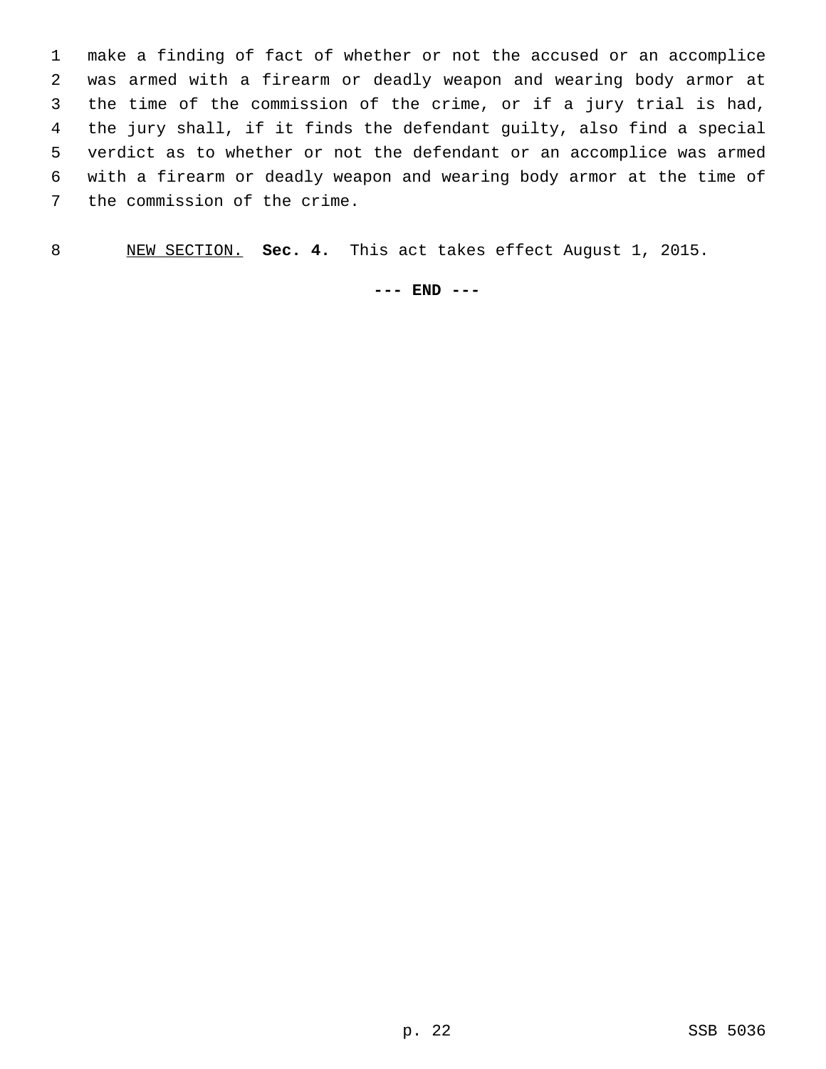make a finding of fact of whether or not the accused or an accomplice was armed with a firearm or deadly weapon and wearing body armor at the time of the commission of the crime, or if a jury trial is had, the jury shall, if it finds the defendant guilty, also find a special verdict as to whether or not the defendant or an accomplice was armed with a firearm or deadly weapon and wearing body armor at the time of the commission of the crime.

NEW SECTION. **Sec. 4.** This act takes effect August 1, 2015.

**--- END ---**